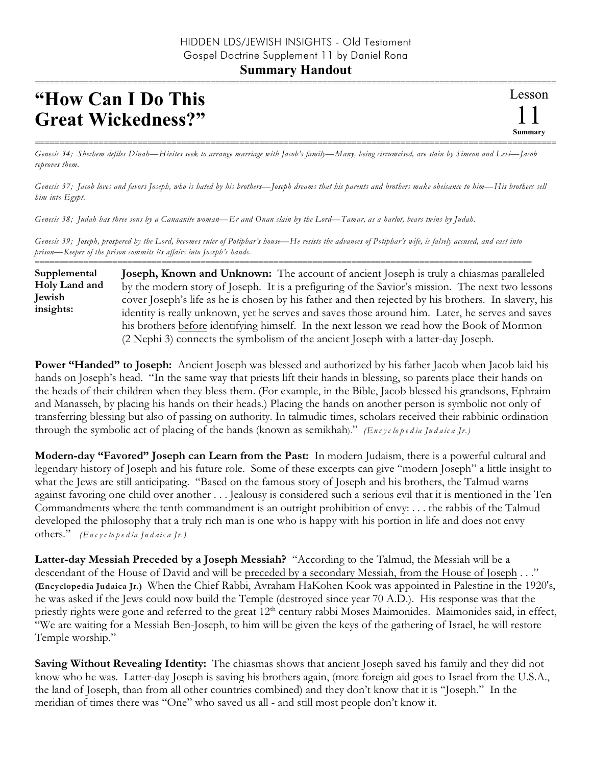HIDDEN LDS/JEWISH INSIGHTS - Old Testament
Gospel Doctrine Supplement 11 by Daniel Rona

**Summary Handout**

# "How Can I Do This Great Wickedness?"

Lesson 11 Summary

*Genesis 34; Shechem defiles Dinah—Hivites seek to arrange marriage with Jacob's family—Many, being circumcised, are slain by Simeon and Levi—Jacob reproves them.*

*Genesis 37; Jacob loves and favors Joseph, who is hated by his brothers—Joseph dreams that his parents and brothers make obeisance to him—His brothers sell him into Egypt.*

*Genesis 38; Judah has three sons by a Canaanite woman—Er and Onan slain by the Lord—Tamar, as a harlot, bears twins by Judah.*

*Genesis 39; Joseph, prospered by the Lord, becomes ruler of Potiphar's house—He resists the advances of Potiphar's wife, is falsely accused, and cast into prison—Keeper of the prison commits its affairs into Joseph's hands.*

**Supplemental Holy Land and Jewish insights:**

**Joseph, Known and Unknown:** The account of ancient Joseph is truly a chiasmas paralleled by the modern story of Joseph. It is a prefiguring of the Savior's mission. The next two lessons cover Joseph's life as he is chosen by his father and then rejected by his brothers. In slavery, his identity is really unknown, yet he serves and saves those around him. Later, he serves and saves his brothers <u>before</u> identifying himself. In the next lesson we read how the Book of Mormon (2 Nephi 3) connects the symbolism of the ancient Joseph with a latter-day Joseph.

**Power "Handed" to Joseph:** Ancient Joseph was blessed and authorized by his father Jacob when Jacob laid his hands on Joseph's head. "In the same way that priests lift their hands in blessing, so parents place their hands on the heads of their children when they bless them. (For example, in the Bible, Jacob blessed his grandsons, Ephraim and Manasseh, by placing his hands on their heads.) Placing the hands on another person is symbolic not only of transferring blessing but also of passing on authority. In talmudic times, scholars received their rabbinic ordination through the symbolic act of placing of the hands (known as semikhah)." *(Encyclopedia Judaica Jr.)*

**Modern-day "Favored" Joseph can Learn from the Past:** In modern Judaism, there is a powerful cultural and legendary history of Joseph and his future role. Some of these excerpts can give "modern Joseph" a little insight to what the Jews are still anticipating. "Based on the famous story of Joseph and his brothers, the Talmud warns against favoring one child over another . . . Jealousy is considered such a serious evil that it is mentioned in the Ten Commandments where the tenth commandment is an outright prohibition of envy: . . . the rabbis of the Talmud developed the philosophy that a truly rich man is one who is happy with his portion in life and does not envy others." *(Encyclopedia Judaica Jr.)*

**Latter-day Messiah Preceded by a Joseph Messiah?** "According to the Talmud, the Messiah will be a descendant of the House of David and will be <u>preceded by a secondary Messiah, from the House of Joseph</u> . . ." **(Encyclopedia Judaica Jr.)** When the Chief Rabbi, Avraham HaKohen Kook was appointed in Palestine in the 1920's, he was asked if the Jews could now build the Temple (destroyed since year 70 A.D.). His response was that the priestly rights were gone and referred to the great 12th century rabbi Moses Maimonides. Maimonides said, in effect, "We are waiting for a Messiah Ben-Joseph, to him will be given the keys of the gathering of Israel, he will restore Temple worship."

**Saving Without Revealing Identity:** The chiasmas shows that ancient Joseph saved his family and they did not know who he was. Latter-day Joseph is saving his brothers again, (more foreign aid goes to Israel from the U.S.A., the land of Joseph, than from all other countries combined) and they don't know that it is "Joseph." In the meridian of times there was "One" who saved us all - and still most people don't know it.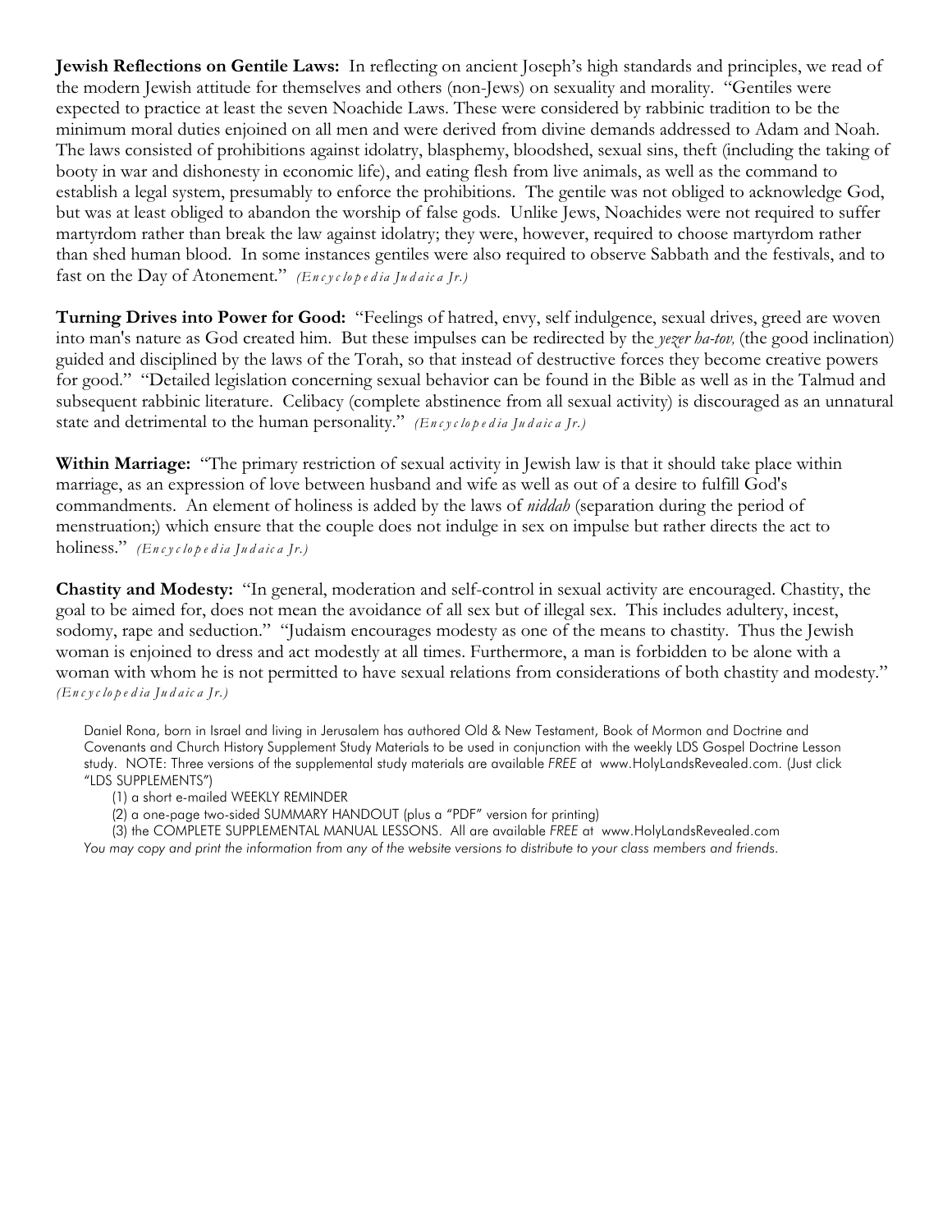**Jewish Reflections on Gentile Laws:** In reflecting on ancient Joseph's high standards and principles, we read of the modern Jewish attitude for themselves and others (non-Jews) on sexuality and morality. "Gentiles were expected to practice at least the seven Noachide Laws. These were considered by rabbinic tradition to be the minimum moral duties enjoined on all men and were derived from divine demands addressed to Adam and Noah. The laws consisted of prohibitions against idolatry, blasphemy, bloodshed, sexual sins, theft (including the taking of booty in war and dishonesty in economic life), and eating flesh from live animals, as well as the command to establish a legal system, presumably to enforce the prohibitions. The gentile was not obliged to acknowledge God, but was at least obliged to abandon the worship of false gods. Unlike Jews, Noachides were not required to suffer martyrdom rather than break the law against idolatry; they were, however, required to choose martyrdom rather than shed human blood. In some instances gentiles were also required to observe Sabbath and the festivals, and to fast on the Day of Atonement." *(Encyclopedia Judaica Jr.)*

**Turning Drives into Power for Good:** "Feelings of hatred, envy, self indulgence, sexual drives, greed are woven into man's nature as God created him. But these impulses can be redirected by the *yezer ha-tov,* (the good inclination) guided and disciplined by the laws of the Torah, so that instead of destructive forces they become creative powers for good." "Detailed legislation concerning sexual behavior can be found in the Bible as well as in the Talmud and subsequent rabbinic literature. Celibacy (complete abstinence from all sexual activity) is discouraged as an unnatural state and detrimental to the human personality." *(Encyclopedia Judaica Jr.)*

**Within Marriage:** "The primary restriction of sexual activity in Jewish law is that it should take place within marriage, as an expression of love between husband and wife as well as out of a desire to fulfill God's commandments. An element of holiness is added by the laws of *niddah* (separation during the period of menstruation;) which ensure that the couple does not indulge in sex on impulse but rather directs the act to holiness." *(Encyclopedia Judaica Jr.)*

**Chastity and Modesty:** "In general, moderation and self-control in sexual activity are encouraged. Chastity, the goal to be aimed for, does not mean the avoidance of all sex but of illegal sex. This includes adultery, incest, sodomy, rape and seduction." "Judaism encourages modesty as one of the means to chastity. Thus the Jewish woman is enjoined to dress and act modestly at all times. Furthermore, a man is forbidden to be alone with a woman with whom he is not permitted to have sexual relations from considerations of both chastity and modesty." *(Encyclopedia Judaica Jr.)*

Daniel Rona, born in Israel and living in Jerusalem has authored Old & New Testament, Book of Mormon and Doctrine and Covenants and Church History Supplement Study Materials to be used in conjunction with the weekly LDS Gospel Doctrine Lesson study. NOTE: Three versions of the supplemental study materials are available *FREE* at www.HolyLandsRevealed.com. (Just click "LDS SUPPLEMENTS")

(1) a short e-mailed WEEKLY REMINDER

(2) a one-page two-sided SUMMARY HANDOUT (plus a "PDF" version for printing)

(3) the COMPLETE SUPPLEMENTAL MANUAL LESSONS. All are available *FREE* at www.HolyLandsRevealed.com

*You may copy and print the information from any of the website versions to distribute to your class members and friends.*